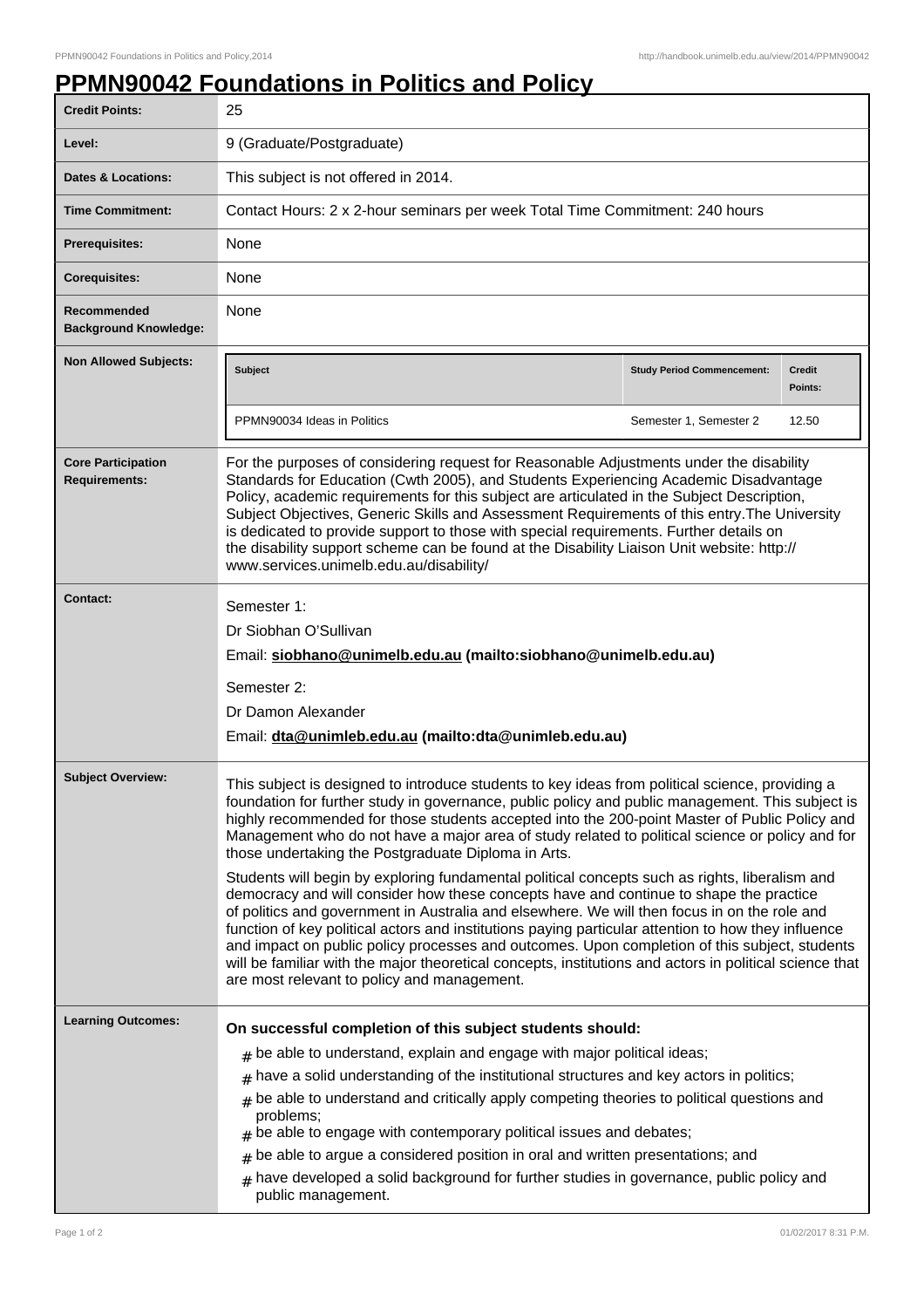# PPMN90042 Foundations in Politics and Policy

| | |
|---|---|
| **Credit Points:** | 25 |
| **Level:** | 9 (Graduate/Postgraduate) |
| **Dates & Locations:** | This subject is not offered in 2014. |
| **Time Commitment:** | Contact Hours: 2 x 2-hour seminars per week Total Time Commitment: 240 hours |
| **Prerequisites:** | None |
| **Corequisites:** | None |
| **Recommended Background Knowledge:** | None |
| **Non Allowed Subjects:** | **Subject** / **Study Period Commencement:** / **Credit Points:**<br>PPMN90034 Ideas in Politics / Semester 1, Semester 2 / 12.50 |
| **Core Participation Requirements:** | For the purposes of considering request for Reasonable Adjustments under the disability Standards for Education (Cwth 2005), and Students Experiencing Academic Disadvantage Policy, academic requirements for this subject are articulated in the Subject Description, Subject Objectives, Generic Skills and Assessment Requirements of this entry.The University is dedicated to provide support to those with special requirements. Further details on the disability support scheme can be found at the Disability Liaison Unit website: http://www.services.unimelb.edu.au/disability/ |
| **Contact:** | Semester 1:<br>Dr Siobhan O'Sullivan<br>Email: **siobhano@unimelb.edu.au (mailto:siobhano@unimelb.edu.au)**<br>Semester 2:<br>Dr Damon Alexander<br>Email: **dta@unimleb.edu.au (mailto:dta@unimleb.edu.au)** |
| **Subject Overview:** | This subject is designed to introduce students to key ideas from political science, providing a foundation for further study in governance, public policy and public management. This subject is highly recommended for those students accepted into the 200-point Master of Public Policy and Management who do not have a major area of study related to political science or policy and for those undertaking the Postgraduate Diploma in Arts.<br><br>Students will begin by exploring fundamental political concepts such as rights, liberalism and democracy and will consider how these concepts have and continue to shape the practice of politics and government in Australia and elsewhere. We will then focus in on the role and function of key political actors and institutions paying particular attention to how they influence and impact on public policy processes and outcomes. Upon completion of this subject, students will be familiar with the major theoretical concepts, institutions and actors in political science that are most relevant to policy and management. |
| **Learning Outcomes:** | **On successful completion of this subject students should:**<br># be able to understand, explain and engage with major political ideas;<br># have a solid understanding of the institutional structures and key actors in politics;<br># be able to understand and critically apply competing theories to political questions and problems;<br># be able to engage with contemporary political issues and debates;<br># be able to argue a considered position in oral and written presentations; and<br># have developed a solid background for further studies in governance, public policy and public management. |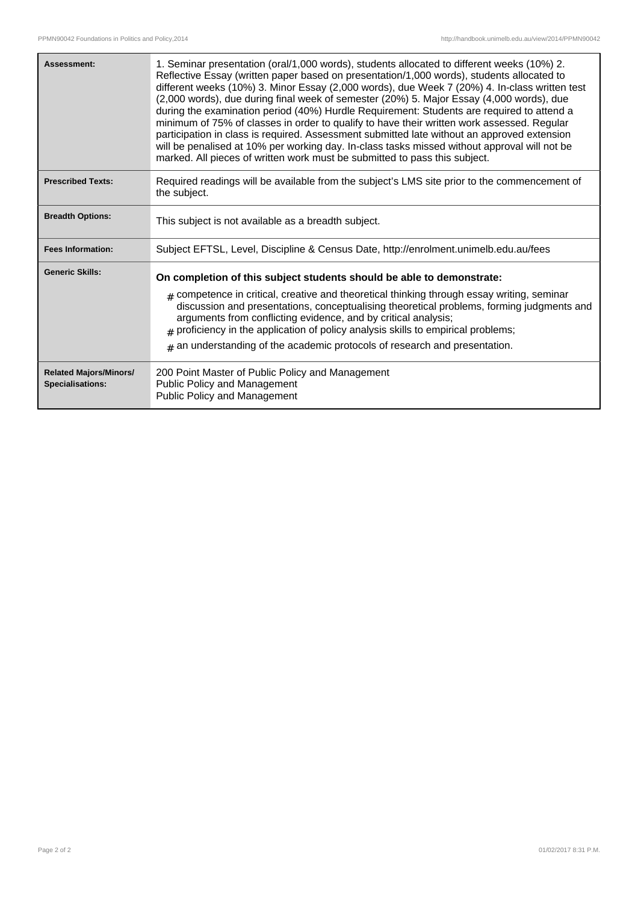| | |
|---|---|
| **Assessment:** | 1. Seminar presentation (oral/1,000 words), students allocated to different weeks (10%) 2. Reflective Essay (written paper based on presentation/1,000 words), students allocated to different weeks (10%) 3. Minor Essay (2,000 words), due Week 7 (20%) 4. In-class written test (2,000 words), due during final week of semester (20%) 5. Major Essay (4,000 words), due during the examination period (40%) Hurdle Requirement: Students are required to attend a minimum of 75% of classes in order to qualify to have their written work assessed. Regular participation in class is required. Assessment submitted late without an approved extension will be penalised at 10% per working day. In-class tasks missed without approval will not be marked. All pieces of written work must be submitted to pass this subject. |
| **Prescribed Texts:** | Required readings will be available from the subject's LMS site prior to the commencement of the subject. |
| **Breadth Options:** | This subject is not available as a breadth subject. |
| **Fees Information:** | Subject EFTSL, Level, Discipline & Census Date, http://enrolment.unimelb.edu.au/fees |
| **Generic Skills:** | **On completion of this subject students should be able to demonstrate:**<br># competence in critical, creative and theoretical thinking through essay writing, seminar discussion and presentations, conceptualising theoretical problems, forming judgments and arguments from conflicting evidence, and by critical analysis;<br># proficiency in the application of policy analysis skills to empirical problems;<br># an understanding of the academic protocols of research and presentation. |
| **Related Majors/Minors/ Specialisations:** | 200 Point Master of Public Policy and Management<br>Public Policy and Management<br>Public Policy and Management |